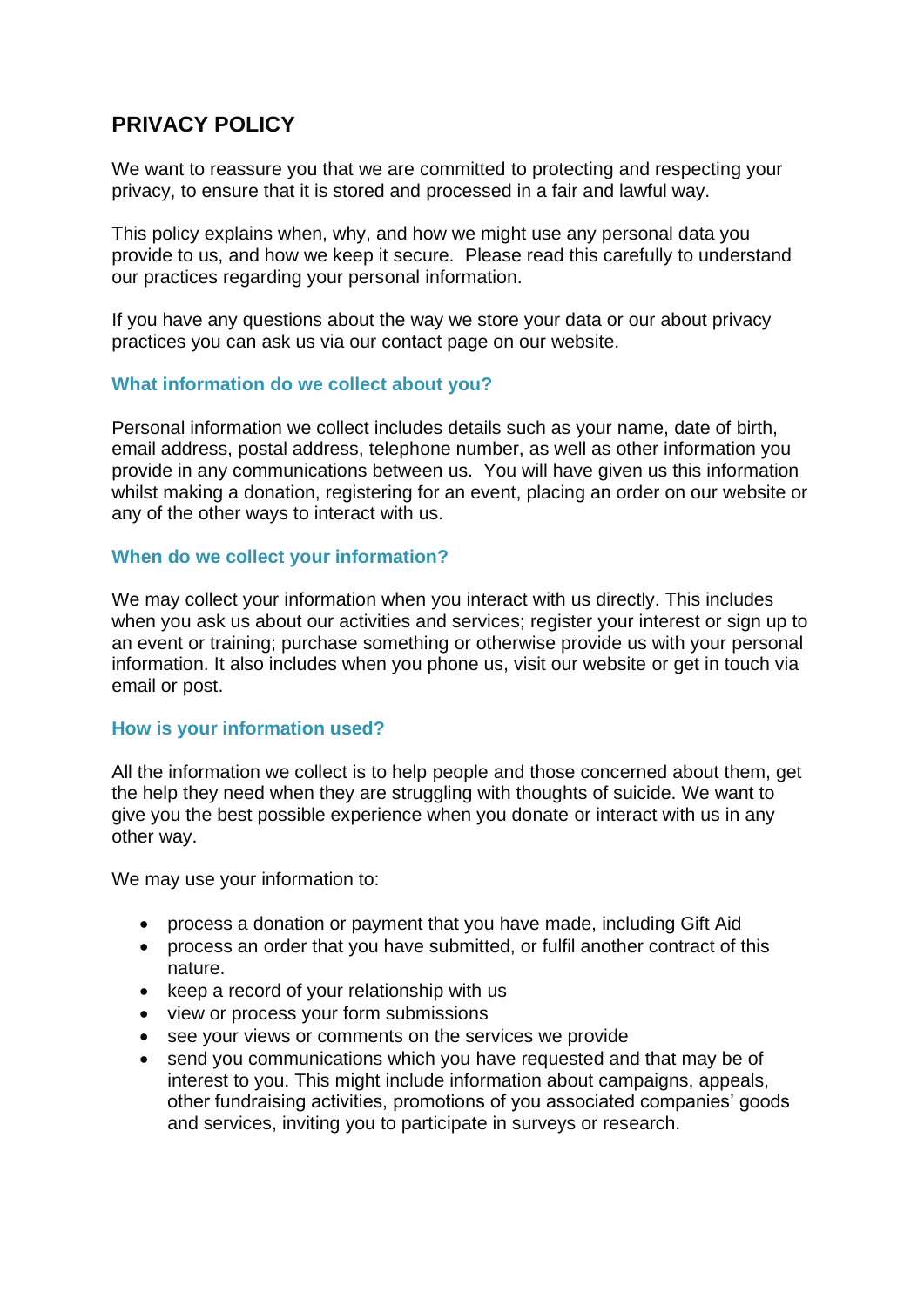# PRIVACY POLICY

We want to reassure you that we are committed to protecting and respecting your privacy, to ensure that it is stored and processed in a fair and lawful way.

This policy explains when, why, and how we might use any personal data you provide to us, and how we keep it secure. Please read this carefully to understand our practices regarding your personal information.

If you have any questions about the way we store your data or our about privacy practices you can ask us via our contact page on our website.

## What information do we collect about you?

Personal information we collect includes details such as your name, date of birth, email address, postal address, telephone number, as well as other information you provide in any communications between us. You will have given us this information whilst making a donation, registering for an event, placing an order on our website or any of the other ways to interact with us.

## When do we collect your information?

We may collect your information when you interact with us directly. This includes when you ask us about our activities and services; register your interest or sign up to an event or training; purchase something or otherwise provide us with your personal information. It also includes when you phone us, visit our website or get in touch via email or post.

## How is your information used?

All the information we collect is to help people and those concerned about them, get the help they need when they are struggling with thoughts of suicide. We want to give you the best possible experience when you donate or interact with us in any other way.

We may use your information to:

- process a donation or payment that you have made, including Gift Aid
- process an order that you have submitted, or fulfil another contract of this nature.
- keep a record of your relationship with us
- view or process your form submissions
- see your views or comments on the services we provide
- send you communications which you have requested and that may be of interest to you. This might include information about campaigns, appeals, other fundraising activities, promotions of you associated companies' goods and services, inviting you to participate in surveys or research.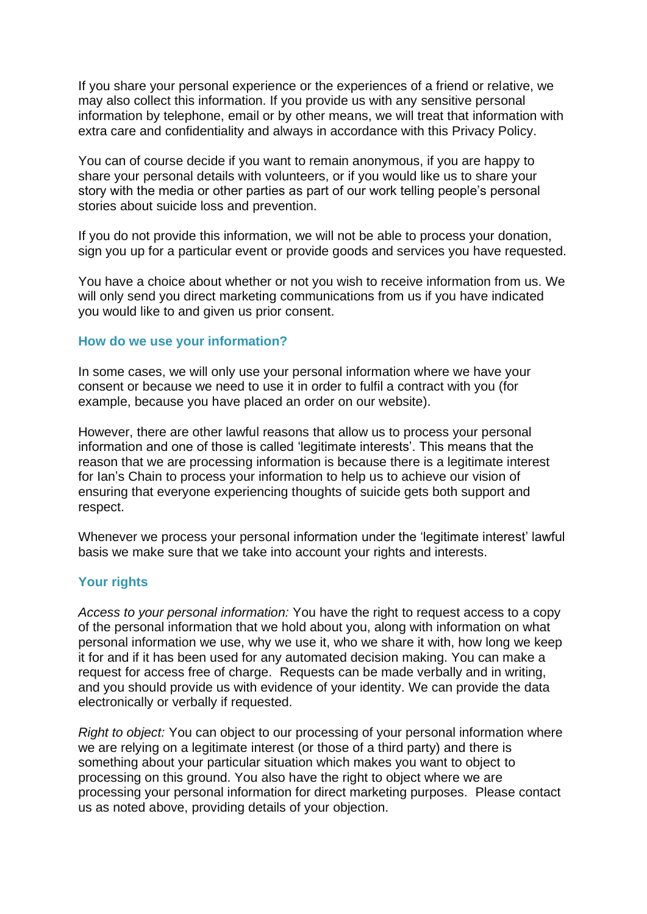If you share your personal experience or the experiences of a friend or relative, we may also collect this information. If you provide us with any sensitive personal information by telephone, email or by other means, we will treat that information with extra care and confidentiality and always in accordance with this Privacy Policy.

You can of course decide if you want to remain anonymous, if you are happy to share your personal details with volunteers, or if you would like us to share your story with the media or other parties as part of our work telling people's personal stories about suicide loss and prevention.

If you do not provide this information, we will not be able to process your donation, sign you up for a particular event or provide goods and services you have requested.

You have a choice about whether or not you wish to receive information from us. We will only send you direct marketing communications from us if you have indicated you would like to and given us prior consent.

### How do we use your information?

In some cases, we will only use your personal information where we have your consent or because we need to use it in order to fulfil a contract with you (for example, because you have placed an order on our website).

However, there are other lawful reasons that allow us to process your personal information and one of those is called 'legitimate interests'. This means that the reason that we are processing information is because there is a legitimate interest for Ian's Chain to process your information to help us to achieve our vision of ensuring that everyone experiencing thoughts of suicide gets both support and respect.

Whenever we process your personal information under the 'legitimate interest' lawful basis we make sure that we take into account your rights and interests.

### Your rights

*Access to your personal information:* You have the right to request access to a copy of the personal information that we hold about you, along with information on what personal information we use, why we use it, who we share it with, how long we keep it for and if it has been used for any automated decision making. You can make a request for access free of charge. Requests can be made verbally and in writing, and you should provide us with evidence of your identity. We can provide the data electronically or verbally if requested.

*Right to object:* You can object to our processing of your personal information where we are relying on a legitimate interest (or those of a third party) and there is something about your particular situation which makes you want to object to processing on this ground. You also have the right to object where we are processing your personal information for direct marketing purposes. Please contact us as noted above, providing details of your objection.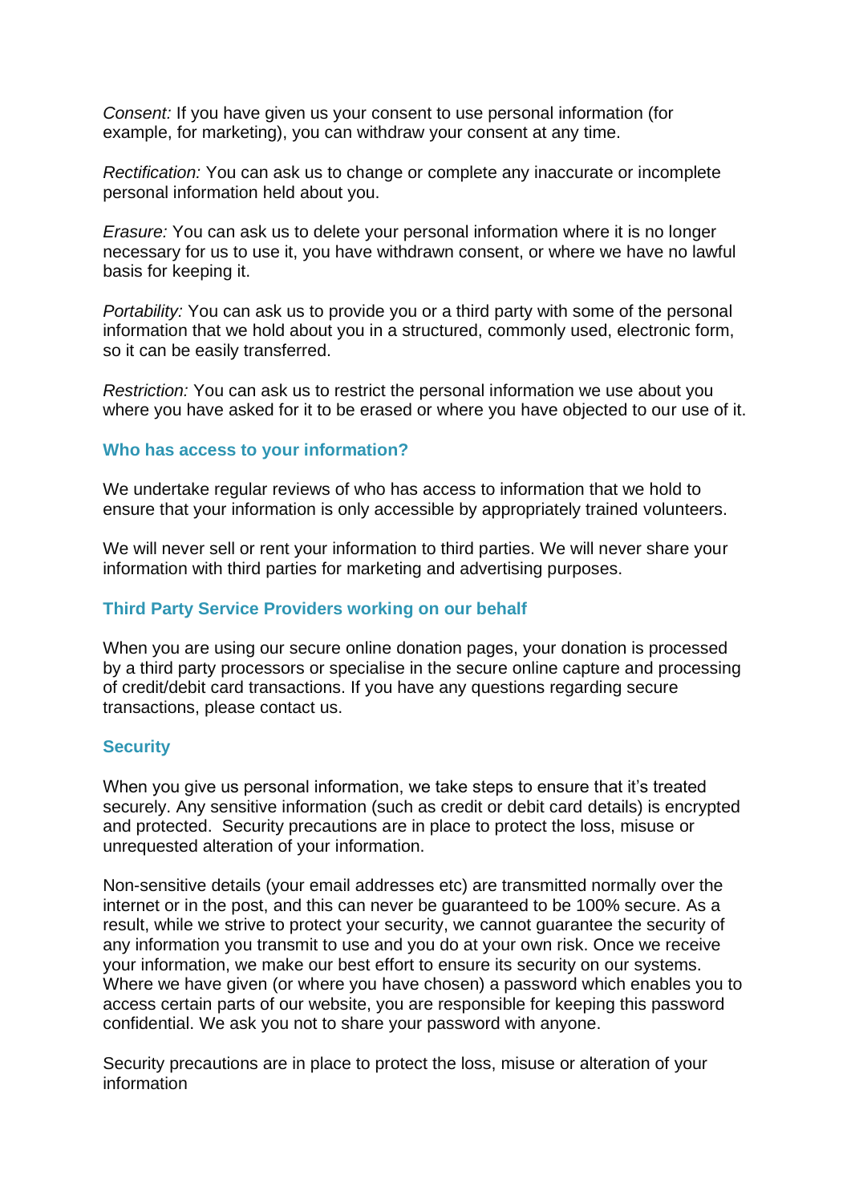*Consent:* If you have given us your consent to use personal information (for example, for marketing), you can withdraw your consent at any time.

*Rectification:* You can ask us to change or complete any inaccurate or incomplete personal information held about you.

*Erasure:* You can ask us to delete your personal information where it is no longer necessary for us to use it, you have withdrawn consent, or where we have no lawful basis for keeping it.

*Portability:* You can ask us to provide you or a third party with some of the personal information that we hold about you in a structured, commonly used, electronic form, so it can be easily transferred.

*Restriction:* You can ask us to restrict the personal information we use about you where you have asked for it to be erased or where you have objected to our use of it.

### Who has access to your information?

We undertake regular reviews of who has access to information that we hold to ensure that your information is only accessible by appropriately trained volunteers.

We will never sell or rent your information to third parties. We will never share your information with third parties for marketing and advertising purposes.

### Third Party Service Providers working on our behalf

When you are using our secure online donation pages, your donation is processed by a third party processors or specialise in the secure online capture and processing of credit/debit card transactions. If you have any questions regarding secure transactions, please contact us.

### Security

When you give us personal information, we take steps to ensure that it's treated securely. Any sensitive information (such as credit or debit card details) is encrypted and protected. Security precautions are in place to protect the loss, misuse or unrequested alteration of your information.

Non-sensitive details (your email addresses etc) are transmitted normally over the internet or in the post, and this can never be guaranteed to be 100% secure. As a result, while we strive to protect your security, we cannot guarantee the security of any information you transmit to use and you do at your own risk. Once we receive your information, we make our best effort to ensure its security on our systems. Where we have given (or where you have chosen) a password which enables you to access certain parts of our website, you are responsible for keeping this password confidential. We ask you not to share your password with anyone.

Security precautions are in place to protect the loss, misuse or alteration of your information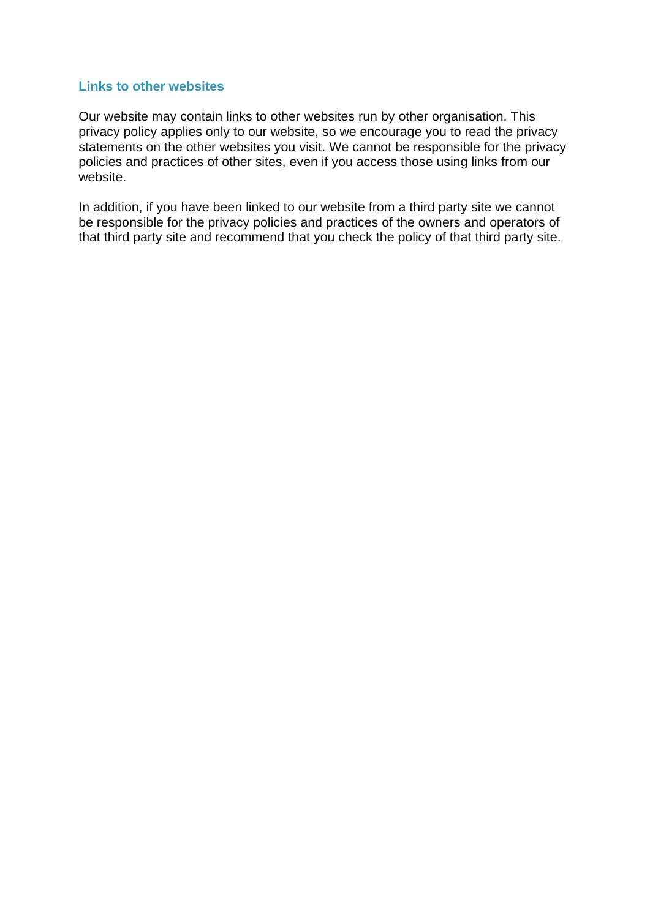### Links to other websites

Our website may contain links to other websites run by other organisation. This privacy policy applies only to our website, so we encourage you to read the privacy statements on the other websites you visit. We cannot be responsible for the privacy policies and practices of other sites, even if you access those using links from our website.

In addition, if you have been linked to our website from a third party site we cannot be responsible for the privacy policies and practices of the owners and operators of that third party site and recommend that you check the policy of that third party site.